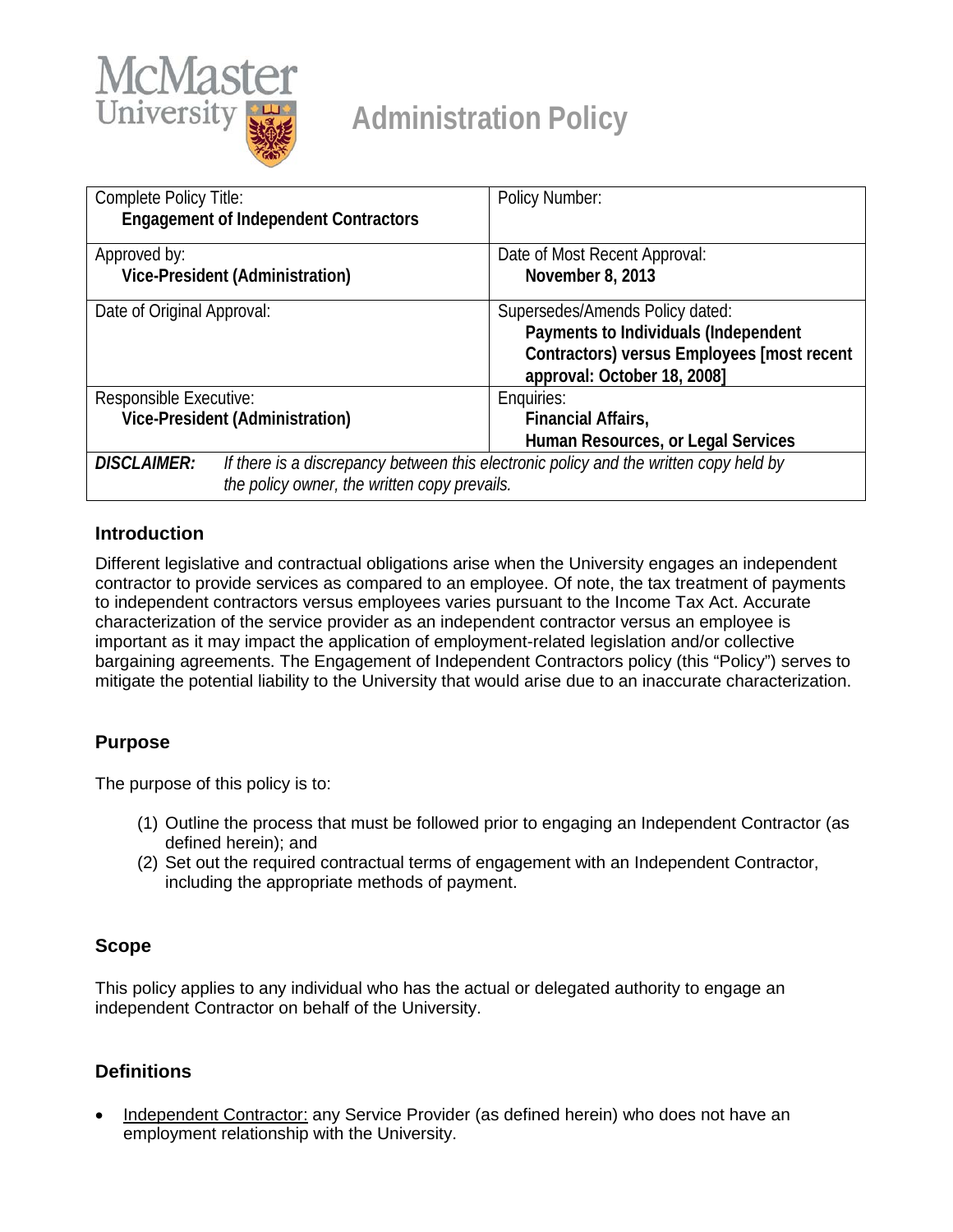# Administration Policy

| Complete Policy Title: **Engagement of Independent Contractors** | Policy Number: |
|---|---|
| Approved by: **Vice-President (Administration)** | Date of Most Recent Approval: **November 8, 2013** |
| Date of Original Approval: | Supersedes/Amends Policy dated: **Payments to Individuals (Independent Contractors) versus Employees [most recent approval: October 18, 2008]** |
| Responsible Executive: **Vice-President (Administration)** | Enquiries: **Financial Affairs, Human Resources, or Legal Services** |
| ***DISCLAIMER:*** *If there is a discrepancy between this electronic policy and the written copy held by the policy owner, the written copy prevails.* | |

## Introduction

Different legislative and contractual obligations arise when the University engages an independent contractor to provide services as compared to an employee. Of note, the tax treatment of payments to independent contractors versus employees varies pursuant to the Income Tax Act. Accurate characterization of the service provider as an independent contractor versus an employee is important as it may impact the application of employment-related legislation and/or collective bargaining agreements. The Engagement of Independent Contractors policy (this "Policy") serves to mitigate the potential liability to the University that would arise due to an inaccurate characterization.

## Purpose

The purpose of this policy is to:

(1) Outline the process that must be followed prior to engaging an Independent Contractor (as defined herein); and
(2) Set out the required contractual terms of engagement with an Independent Contractor, including the appropriate methods of payment.

## Scope

This policy applies to any individual who has the actual or delegated authority to engage an independent Contractor on behalf of the University.

## Definitions

- Independent Contractor: any Service Provider (as defined herein) who does not have an employment relationship with the University.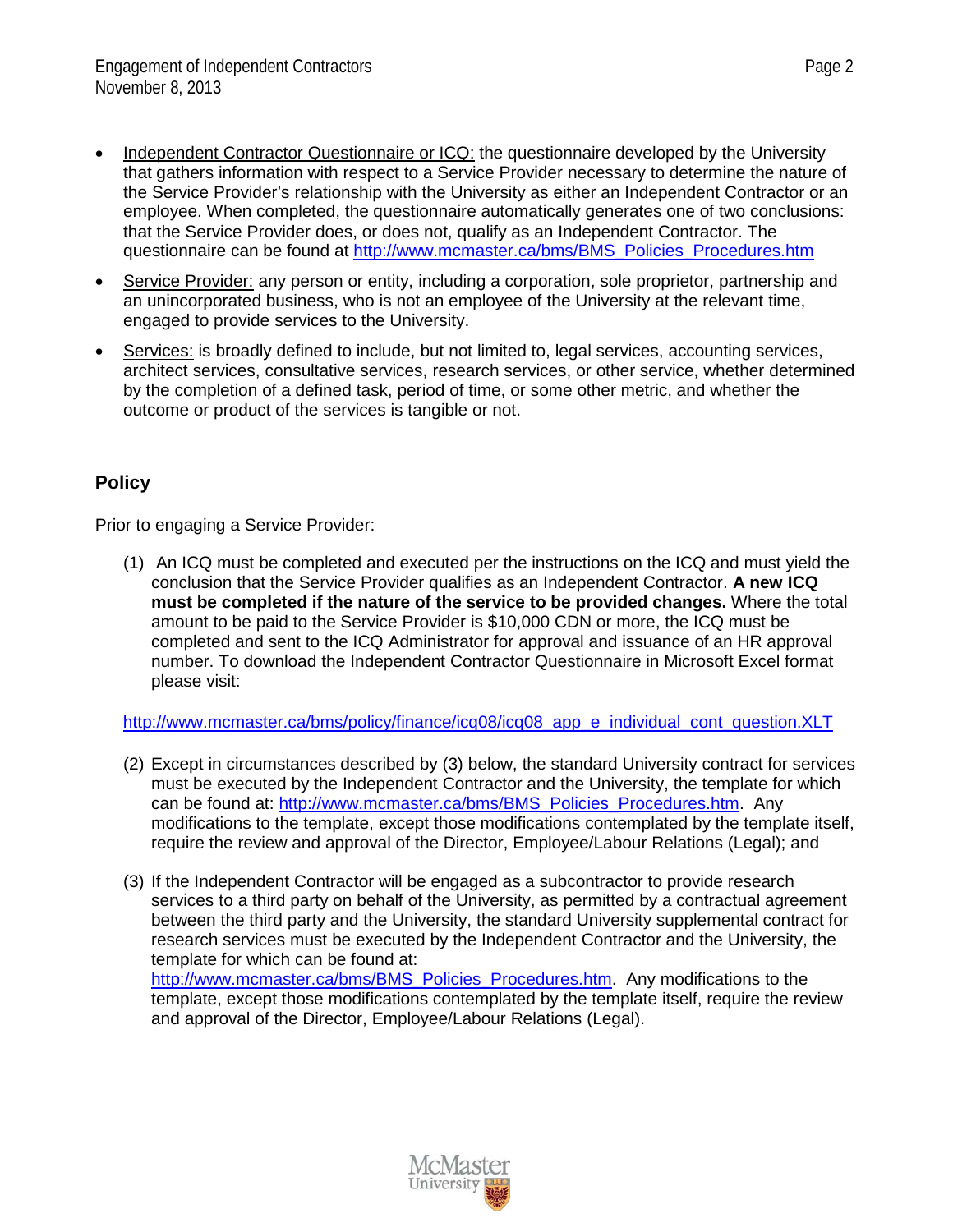- Independent Contractor Questionnaire or ICQ: the questionnaire developed by the University that gathers information with respect to a Service Provider necessary to determine the nature of the Service Provider's relationship with the University as either an Independent Contractor or an employee. When completed, the questionnaire automatically generates one of two conclusions: that the Service Provider does, or does not, qualify as an Independent Contractor. The questionnaire can be found at http://www.mcmaster.ca/bms/BMS_Policies_Procedures.htm
- Service Provider: any person or entity, including a corporation, sole proprietor, partnership and an unincorporated business, who is not an employee of the University at the relevant time, engaged to provide services to the University.
- Services: is broadly defined to include, but not limited to, legal services, accounting services, architect services, consultative services, research services, or other service, whether determined by the completion of a defined task, period of time, or some other metric, and whether the outcome or product of the services is tangible or not.

## Policy

Prior to engaging a Service Provider:

(1) An ICQ must be completed and executed per the instructions on the ICQ and must yield the conclusion that the Service Provider qualifies as an Independent Contractor. **A new ICQ must be completed if the nature of the service to be provided changes.** Where the total amount to be paid to the Service Provider is $10,000 CDN or more, the ICQ must be completed and sent to the ICQ Administrator for approval and issuance of an HR approval number. To download the Independent Contractor Questionnaire in Microsoft Excel format please visit:

http://www.mcmaster.ca/bms/policy/finance/icq08/icq08_app_e_individual_cont_question.XLT

(2) Except in circumstances described by (3) below, the standard University contract for services must be executed by the Independent Contractor and the University, the template for which can be found at: http://www.mcmaster.ca/bms/BMS_Policies_Procedures.htm. Any modifications to the template, except those modifications contemplated by the template itself, require the review and approval of the Director, Employee/Labour Relations (Legal); and

(3) If the Independent Contractor will be engaged as a subcontractor to provide research services to a third party on behalf of the University, as permitted by a contractual agreement between the third party and the University, the standard University supplemental contract for research services must be executed by the Independent Contractor and the University, the template for which can be found at: http://www.mcmaster.ca/bms/BMS_Policies_Procedures.htm. Any modifications to the template, except those modifications contemplated by the template itself, require the review and approval of the Director, Employee/Labour Relations (Legal).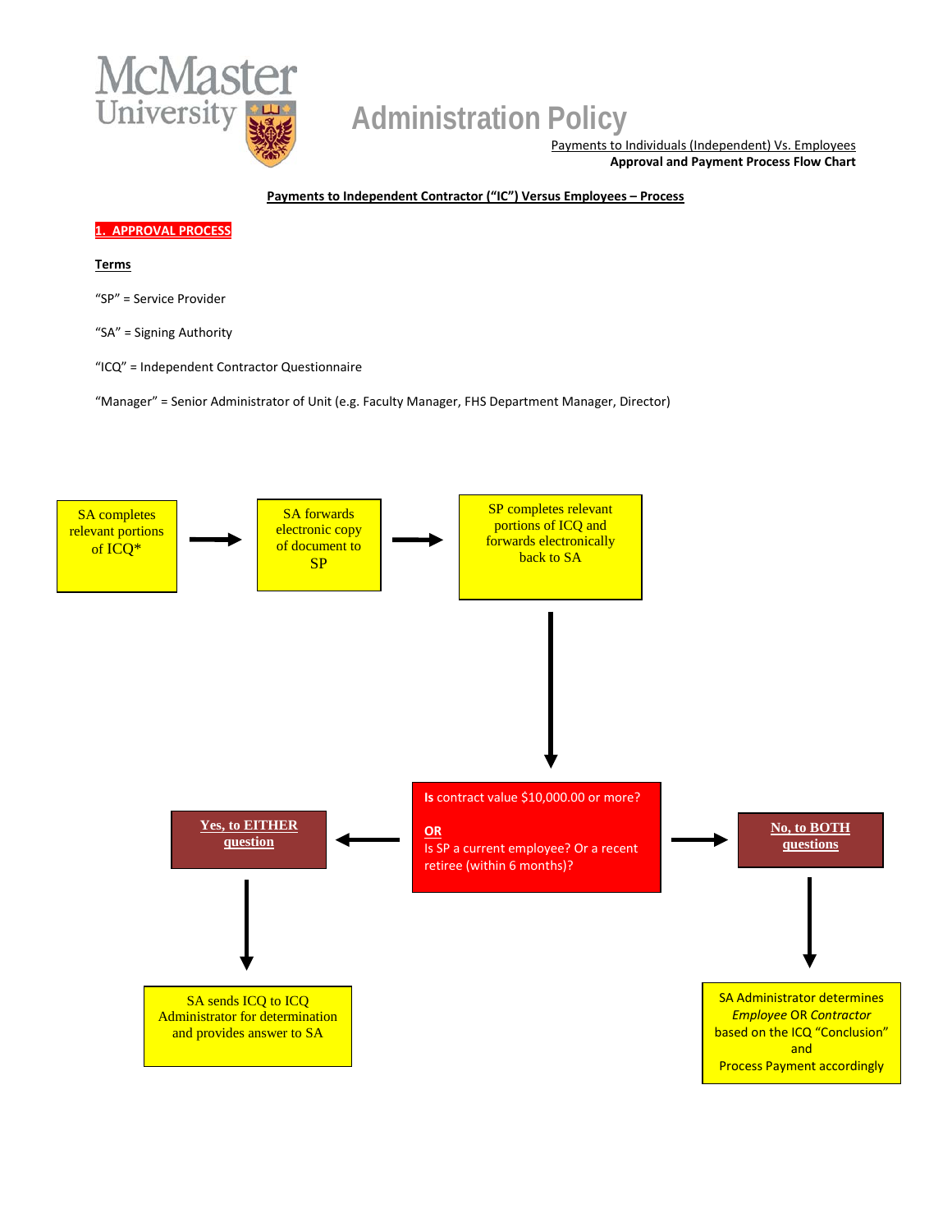# Administration Policy

Payments to Individuals (Independent) Vs. Employees

**Approval and Payment Process Flow Chart**

**Payments to Independent Contractor ("IC") Versus Employees – Process**

## 1. APPROVAL PROCESS

**Terms**

"SP" = Service Provider

"SA" = Signing Authority

"ICQ" = Independent Contractor Questionnaire

"Manager" = Senior Administrator of Unit (e.g. Faculty Manager, FHS Department Manager, Director)

SA completes relevant portions of ICQ*

→

SA forwards electronic copy of document to SP

→

SP completes relevant portions of ICQ and forwards electronically back to SA

↓

**Is** contract value $10,000.00 or more?

**OR**

Is SP a current employee? Or a recent retiree (within 6 months)?

← **Yes, to EITHER question**

↓

SA sends ICQ to ICQ Administrator for determination and provides answer to SA

→ **No, to BOTH questions**

↓

SA Administrator determines *Employee* OR *Contractor* based on the ICQ "Conclusion" and Process Payment accordingly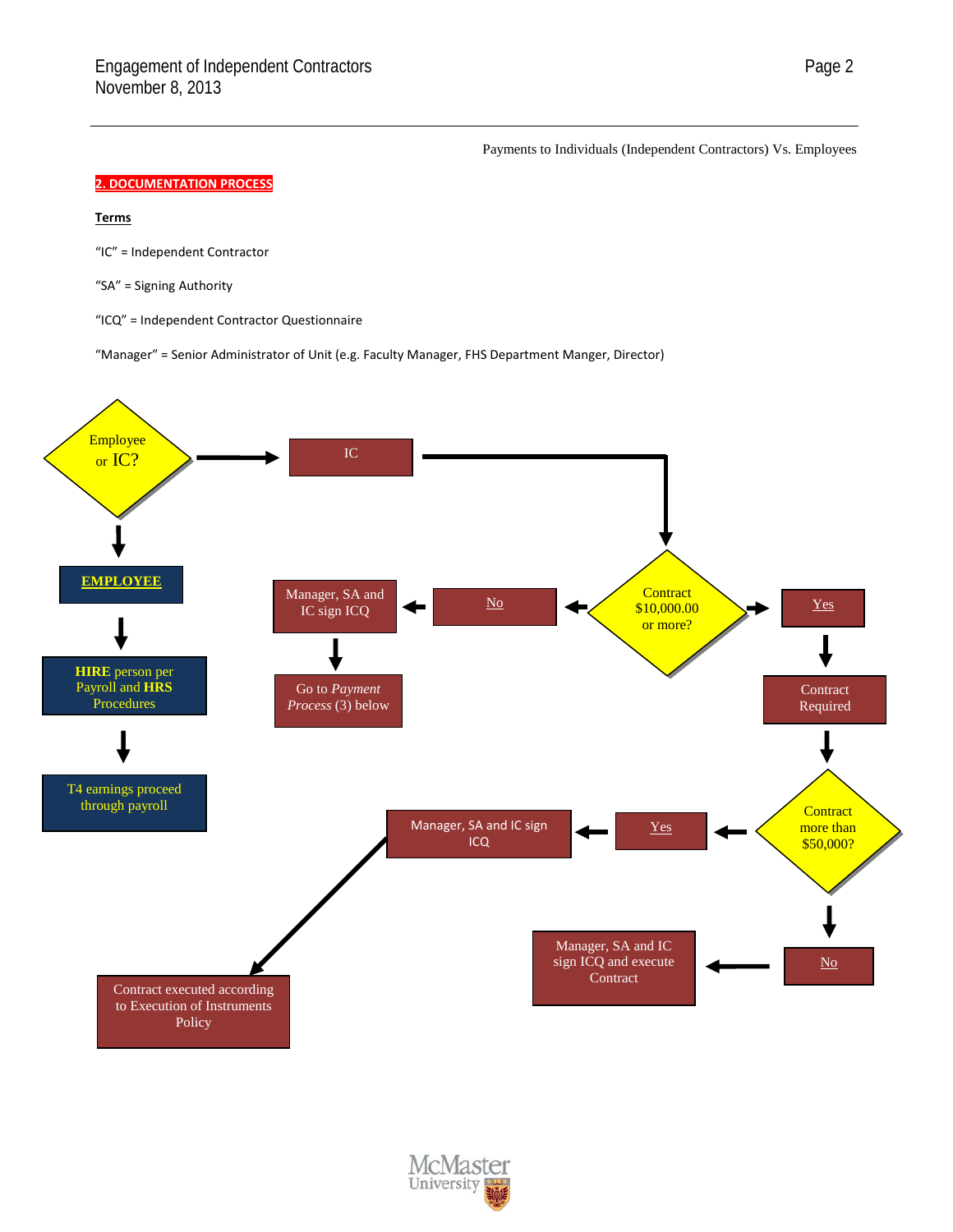Payments to Individuals (Independent Contractors) Vs. Employees

## 2. DOCUMENTATION PROCESS

**Terms**

“IC” = Independent Contractor

“SA” = Signing Authority

“ICQ” = Independent Contractor Questionnaire

“Manager” = Senior Administrator of Unit (e.g. Faculty Manager, FHS Department Manger, Director)

Employee or IC?

IC

EMPLOYEE

HIRE person per Payroll and HRS Procedures

T4 earnings proceed through payroll

Contract $10,000.00 or more?

No

Manager, SA and IC sign ICQ

Go to *Payment Process* (3) below

Yes

Contract Required

Contract more than $50,000?

Yes

Manager, SA and IC sign ICQ

Contract executed according to Execution of Instruments Policy

No

Manager, SA and IC sign ICQ and execute Contract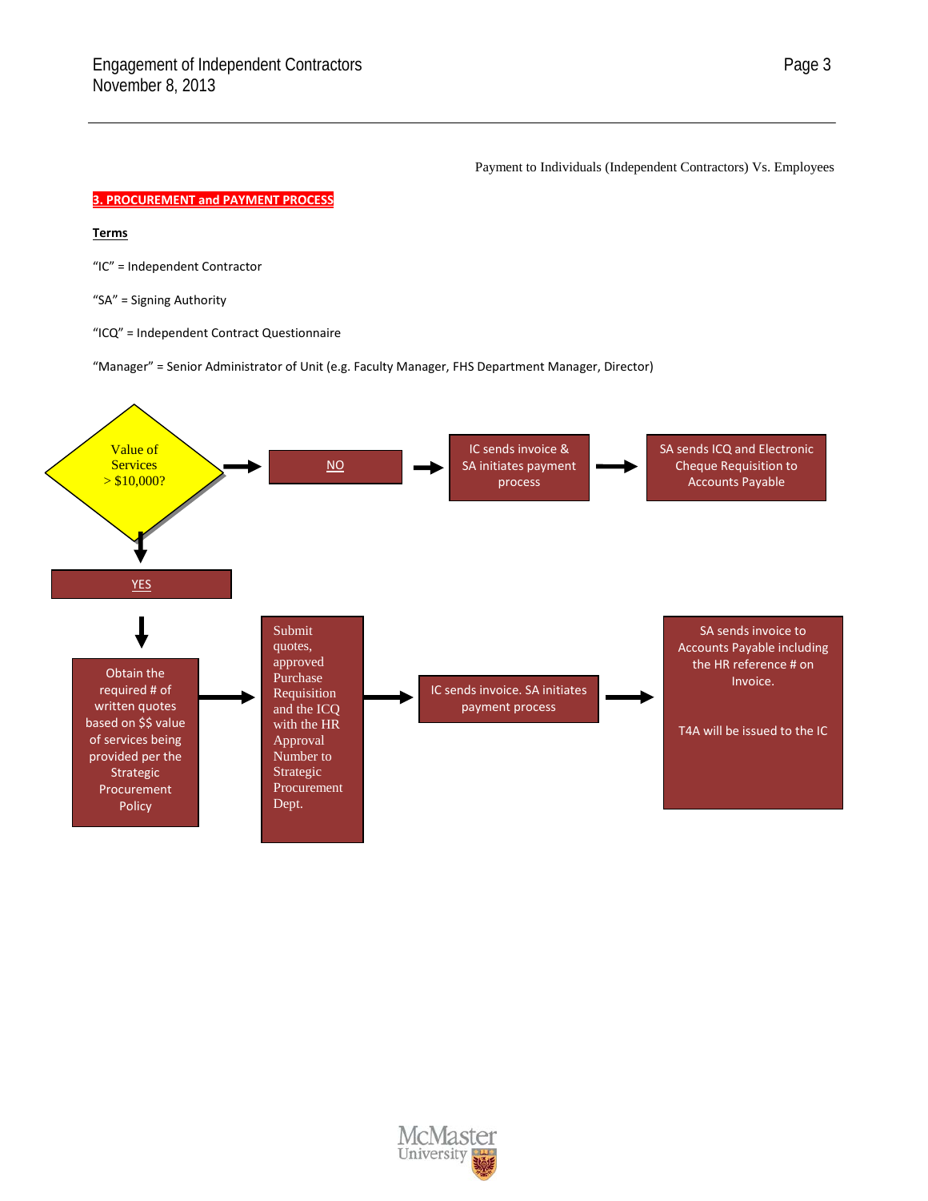Payment to Individuals (Independent Contractors) Vs. Employees

## 3. PROCUREMENT and PAYMENT PROCESS

**Terms**

“IC” = Independent Contractor

“SA” = Signing Authority

“ICQ” = Independent Contract Questionnaire

“Manager” = Senior Administrator of Unit (e.g. Faculty Manager, FHS Department Manager, Director)

Value of Services > $10,000?

→ NO → IC sends invoice & SA initiates payment process → SA sends ICQ and Electronic Cheque Requisition to Accounts Payable

↓ YES

↓

Obtain the required # of written quotes based on $$ value of services being provided per the Strategic Procurement Policy → Submit quotes, approved Purchase Requisition and the ICQ with the HR Approval Number to Strategic Procurement Dept. → IC sends invoice. SA initiates payment process → SA sends invoice to Accounts Payable including the HR reference # on Invoice.

T4A will be issued to the IC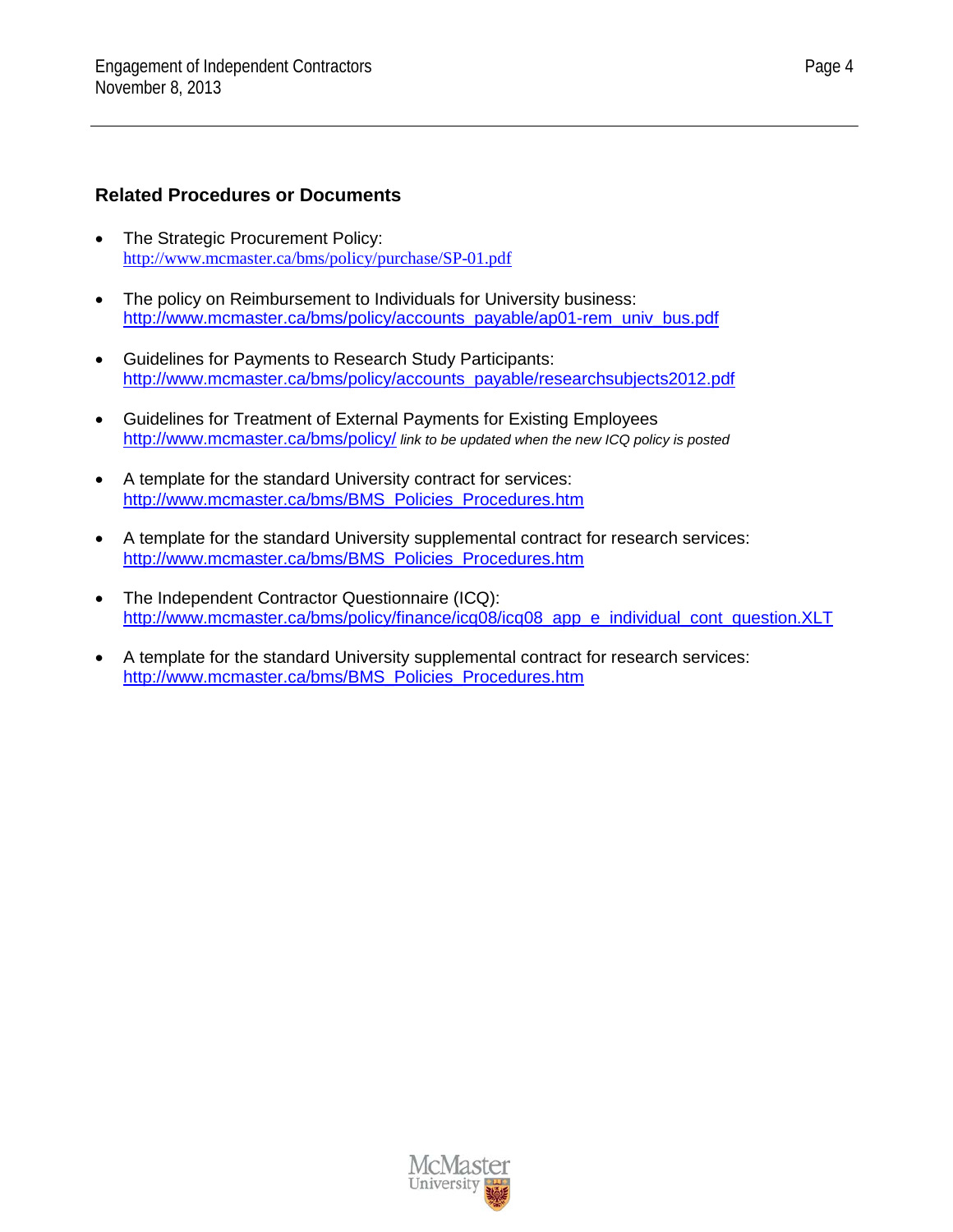## Related Procedures or Documents

- The Strategic Procurement Policy:
  http://www.mcmaster.ca/bms/policy/purchase/SP-01.pdf
- The policy on Reimbursement to Individuals for University business:
  http://www.mcmaster.ca/bms/policy/accounts_payable/ap01-rem_univ_bus.pdf
- Guidelines for Payments to Research Study Participants:
  http://www.mcmaster.ca/bms/policy/accounts_payable/researchsubjects2012.pdf
- Guidelines for Treatment of External Payments for Existing Employees
  http://www.mcmaster.ca/bms/policy/ *link to be updated when the new ICQ policy is posted*
- A template for the standard University contract for services:
  http://www.mcmaster.ca/bms/BMS_Policies_Procedures.htm
- A template for the standard University supplemental contract for research services:
  http://www.mcmaster.ca/bms/BMS_Policies_Procedures.htm
- The Independent Contractor Questionnaire (ICQ):
  http://www.mcmaster.ca/bms/policy/finance/icq08/icq08_app_e_individual_cont_question.XLT
- A template for the standard University supplemental contract for research services:
  http://www.mcmaster.ca/bms/BMS_Policies_Procedures.htm